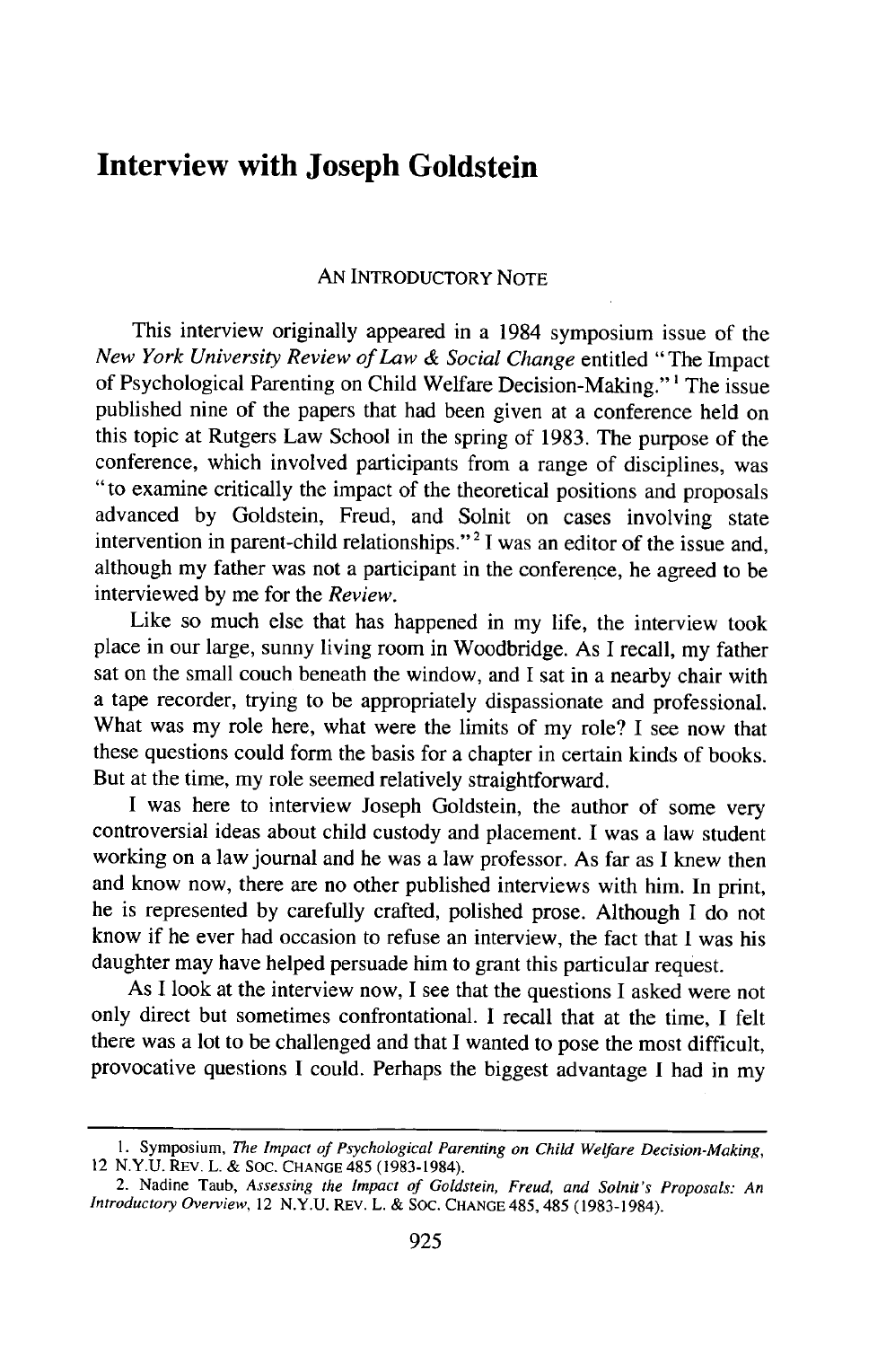# Interview with Joseph Goldstein

## AN INTRODUCTORY NOTE

This interview originally appeared in a 1984 symposium issue of the *New York University Review of Law & Social Change* entitled "The Impact of Psychological Parenting on Child Welfare Decision-Making."[1] The issue published nine of the papers that had been given at a conference held on this topic at Rutgers Law School in the spring of 1983. The purpose of the conference, which involved participants from a range of disciplines, was "to examine critically the impact of the theoretical positions and proposals advanced by Goldstein, Freud, and Solnit on cases involving state intervention in parent-child relationships."[2] I was an editor of the issue and, although my father was not a participant in the conference, he agreed to be interviewed by me for the *Review*.

Like so much else that has happened in my life, the interview took place in our large, sunny living room in Woodbridge. As I recall, my father sat on the small couch beneath the window, and I sat in a nearby chair with a tape recorder, trying to be appropriately dispassionate and professional. What was my role here, what were the limits of my role? I see now that these questions could form the basis for a chapter in certain kinds of books. But at the time, my role seemed relatively straightforward.

I was here to interview Joseph Goldstein, the author of some very controversial ideas about child custody and placement. I was a law student working on a law journal and he was a law professor. As far as I knew then and know now, there are no other published interviews with him. In print, he is represented by carefully crafted, polished prose. Although I do not know if he ever had occasion to refuse an interview, the fact that I was his daughter may have helped persuade him to grant this particular request.

As I look at the interview now, I see that the questions I asked were not only direct but sometimes confrontational. I recall that at the time, I felt there was a lot to be challenged and that I wanted to pose the most difficult, provocative questions I could. Perhaps the biggest advantage I had in my

---

1. Symposium, *The Impact of Psychological Parenting on Child Welfare Decision-Making*, 12 N.Y.U. REV. L. & SOC. CHANGE 485 (1983-1984).

2. Nadine Taub, *Assessing the Impact of Goldstein, Freud, and Solnit's Proposals: An Introductory Overview*, 12 N.Y.U. REV. L. & SOC. CHANGE 485, 485 (1983-1984).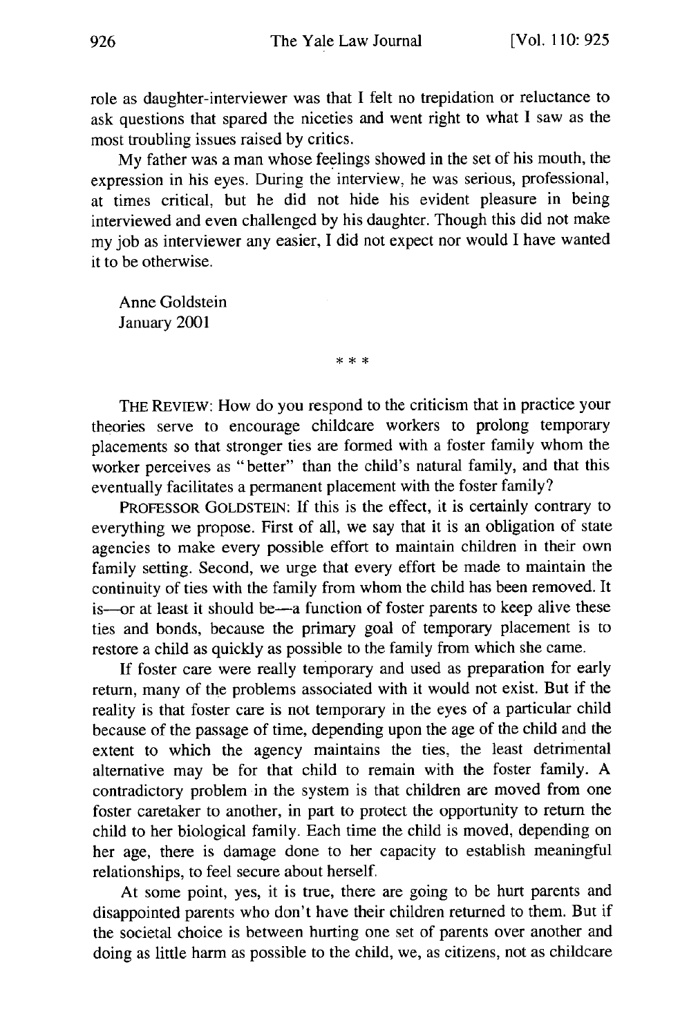role as daughter-interviewer was that I felt no trepidation or reluctance to ask questions that spared the niceties and went right to what I saw as the most troubling issues raised by critics.

My father was a man whose feelings showed in the set of his mouth, the expression in his eyes. During the interview, he was serious, professional, at times critical, but he did not hide his evident pleasure in being interviewed and even challenged by his daughter. Though this did not make my job as interviewer any easier, I did not expect nor would I have wanted it to be otherwise.

Anne Goldstein
January 2001

\* \* \*

THE REVIEW: How do you respond to the criticism that in practice your theories serve to encourage childcare workers to prolong temporary placements so that stronger ties are formed with a foster family whom the worker perceives as "better" than the child's natural family, and that this eventually facilitates a permanent placement with the foster family?

PROFESSOR GOLDSTEIN: If this is the effect, it is certainly contrary to everything we propose. First of all, we say that it is an obligation of state agencies to make every possible effort to maintain children in their own family setting. Second, we urge that every effort be made to maintain the continuity of ties with the family from whom the child has been removed. It is—or at least it should be—a function of foster parents to keep alive these ties and bonds, because the primary goal of temporary placement is to restore a child as quickly as possible to the family from which she came.

If foster care were really temporary and used as preparation for early return, many of the problems associated with it would not exist. But if the reality is that foster care is not temporary in the eyes of a particular child because of the passage of time, depending upon the age of the child and the extent to which the agency maintains the ties, the least detrimental alternative may be for that child to remain with the foster family. A contradictory problem in the system is that children are moved from one foster caretaker to another, in part to protect the opportunity to return the child to her biological family. Each time the child is moved, depending on her age, there is damage done to her capacity to establish meaningful relationships, to feel secure about herself.

At some point, yes, it is true, there are going to be hurt parents and disappointed parents who don't have their children returned to them. But if the societal choice is between hurting one set of parents over another and doing as little harm as possible to the child, we, as citizens, not as childcare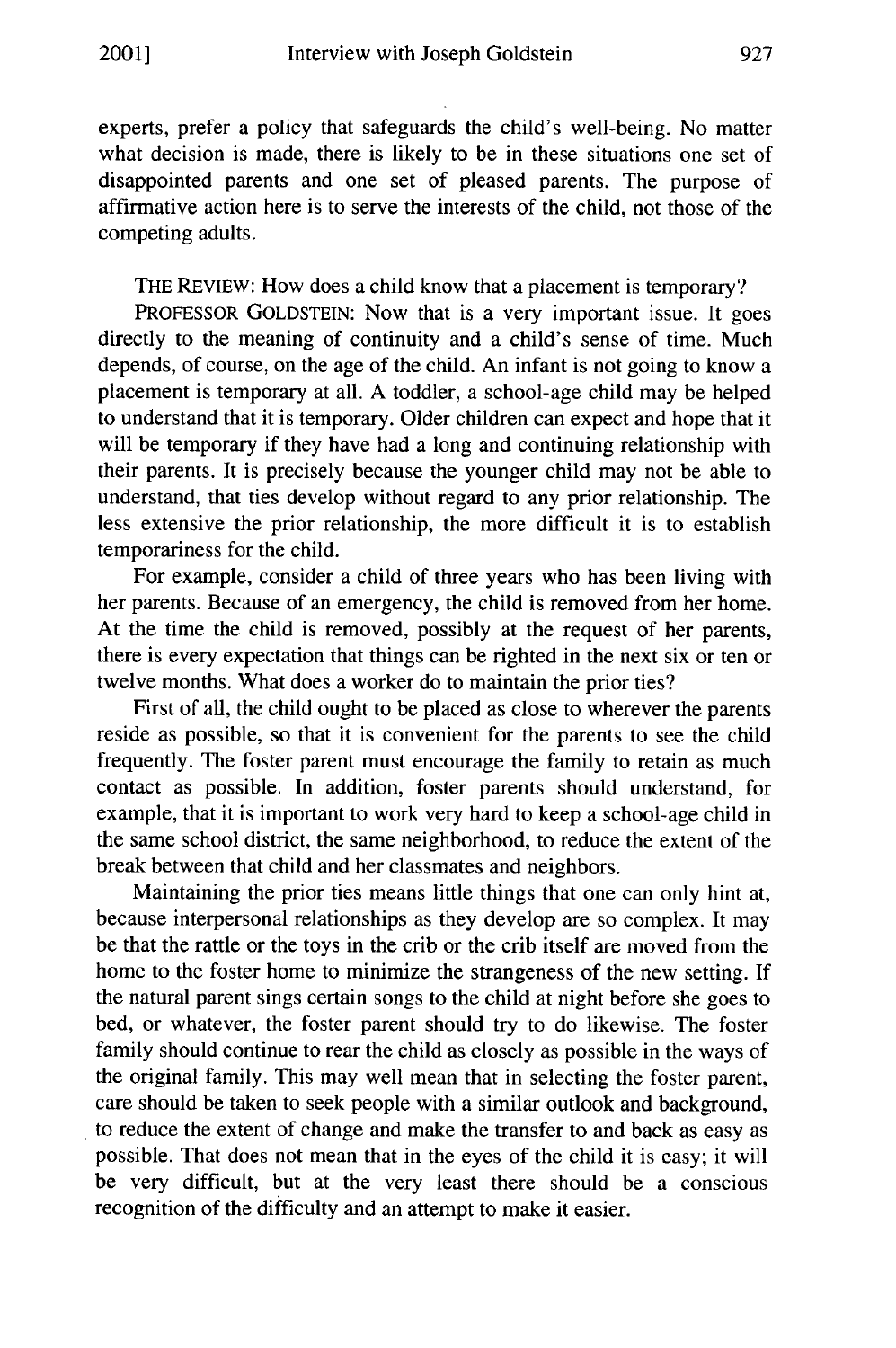experts, prefer a policy that safeguards the child's well-being. No matter what decision is made, there is likely to be in these situations one set of disappointed parents and one set of pleased parents. The purpose of affirmative action here is to serve the interests of the child, not those of the competing adults.

THE REVIEW: How does a child know that a placement is temporary?

PROFESSOR GOLDSTEIN: Now that is a very important issue. It goes directly to the meaning of continuity and a child's sense of time. Much depends, of course, on the age of the child. An infant is not going to know a placement is temporary at all. A toddler, a school-age child may be helped to understand that it is temporary. Older children can expect and hope that it will be temporary if they have had a long and continuing relationship with their parents. It is precisely because the younger child may not be able to understand, that ties develop without regard to any prior relationship. The less extensive the prior relationship, the more difficult it is to establish temporariness for the child.

For example, consider a child of three years who has been living with her parents. Because of an emergency, the child is removed from her home. At the time the child is removed, possibly at the request of her parents, there is every expectation that things can be righted in the next six or ten or twelve months. What does a worker do to maintain the prior ties?

First of all, the child ought to be placed as close to wherever the parents reside as possible, so that it is convenient for the parents to see the child frequently. The foster parent must encourage the family to retain as much contact as possible. In addition, foster parents should understand, for example, that it is important to work very hard to keep a school-age child in the same school district, the same neighborhood, to reduce the extent of the break between that child and her classmates and neighbors.

Maintaining the prior ties means little things that one can only hint at, because interpersonal relationships as they develop are so complex. It may be that the rattle or the toys in the crib or the crib itself are moved from the home to the foster home to minimize the strangeness of the new setting. If the natural parent sings certain songs to the child at night before she goes to bed, or whatever, the foster parent should try to do likewise. The foster family should continue to rear the child as closely as possible in the ways of the original family. This may well mean that in selecting the foster parent, care should be taken to seek people with a similar outlook and background, to reduce the extent of change and make the transfer to and back as easy as possible. That does not mean that in the eyes of the child it is easy; it will be very difficult, but at the very least there should be a conscious recognition of the difficulty and an attempt to make it easier.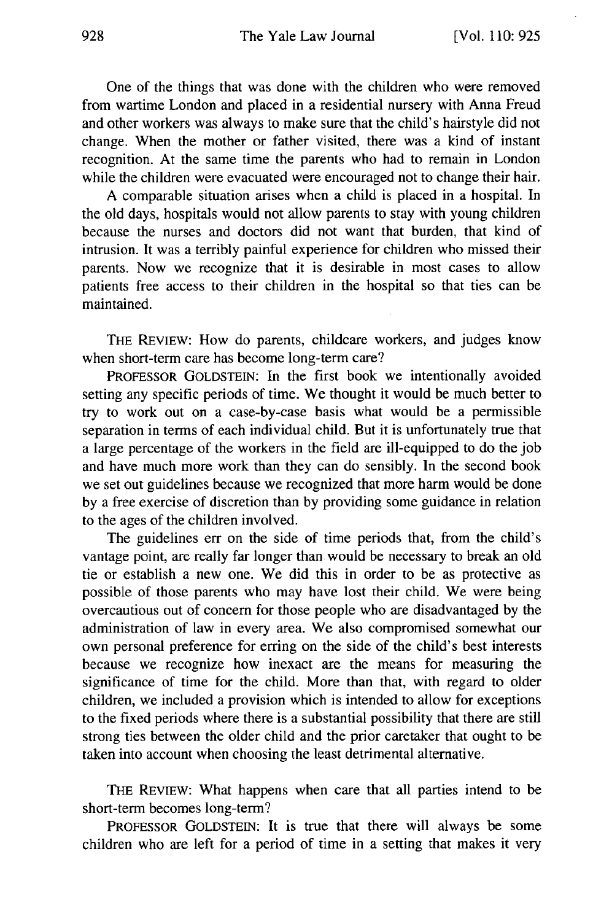One of the things that was done with the children who were removed from wartime London and placed in a residential nursery with Anna Freud and other workers was always to make sure that the child's hairstyle did not change. When the mother or father visited, there was a kind of instant recognition. At the same time the parents who had to remain in London while the children were evacuated were encouraged not to change their hair.

A comparable situation arises when a child is placed in a hospital. In the old days, hospitals would not allow parents to stay with young children because the nurses and doctors did not want that burden, that kind of intrusion. It was a terribly painful experience for children who missed their parents. Now we recognize that it is desirable in most cases to allow patients free access to their children in the hospital so that ties can be maintained.

THE REVIEW: How do parents, childcare workers, and judges know when short-term care has become long-term care?

PROFESSOR GOLDSTEIN: In the first book we intentionally avoided setting any specific periods of time. We thought it would be much better to try to work out on a case-by-case basis what would be a permissible separation in terms of each individual child. But it is unfortunately true that a large percentage of the workers in the field are ill-equipped to do the job and have much more work than they can do sensibly. In the second book we set out guidelines because we recognized that more harm would be done by a free exercise of discretion than by providing some guidance in relation to the ages of the children involved.

The guidelines err on the side of time periods that, from the child's vantage point, are really far longer than would be necessary to break an old tie or establish a new one. We did this in order to be as protective as possible of those parents who may have lost their child. We were being overcautious out of concern for those people who are disadvantaged by the administration of law in every area. We also compromised somewhat our own personal preference for erring on the side of the child's best interests because we recognize how inexact are the means for measuring the significance of time for the child. More than that, with regard to older children, we included a provision which is intended to allow for exceptions to the fixed periods where there is a substantial possibility that there are still strong ties between the older child and the prior caretaker that ought to be taken into account when choosing the least detrimental alternative.

THE REVIEW: What happens when care that all parties intend to be short-term becomes long-term?

PROFESSOR GOLDSTEIN: It is true that there will always be some children who are left for a period of time in a setting that makes it very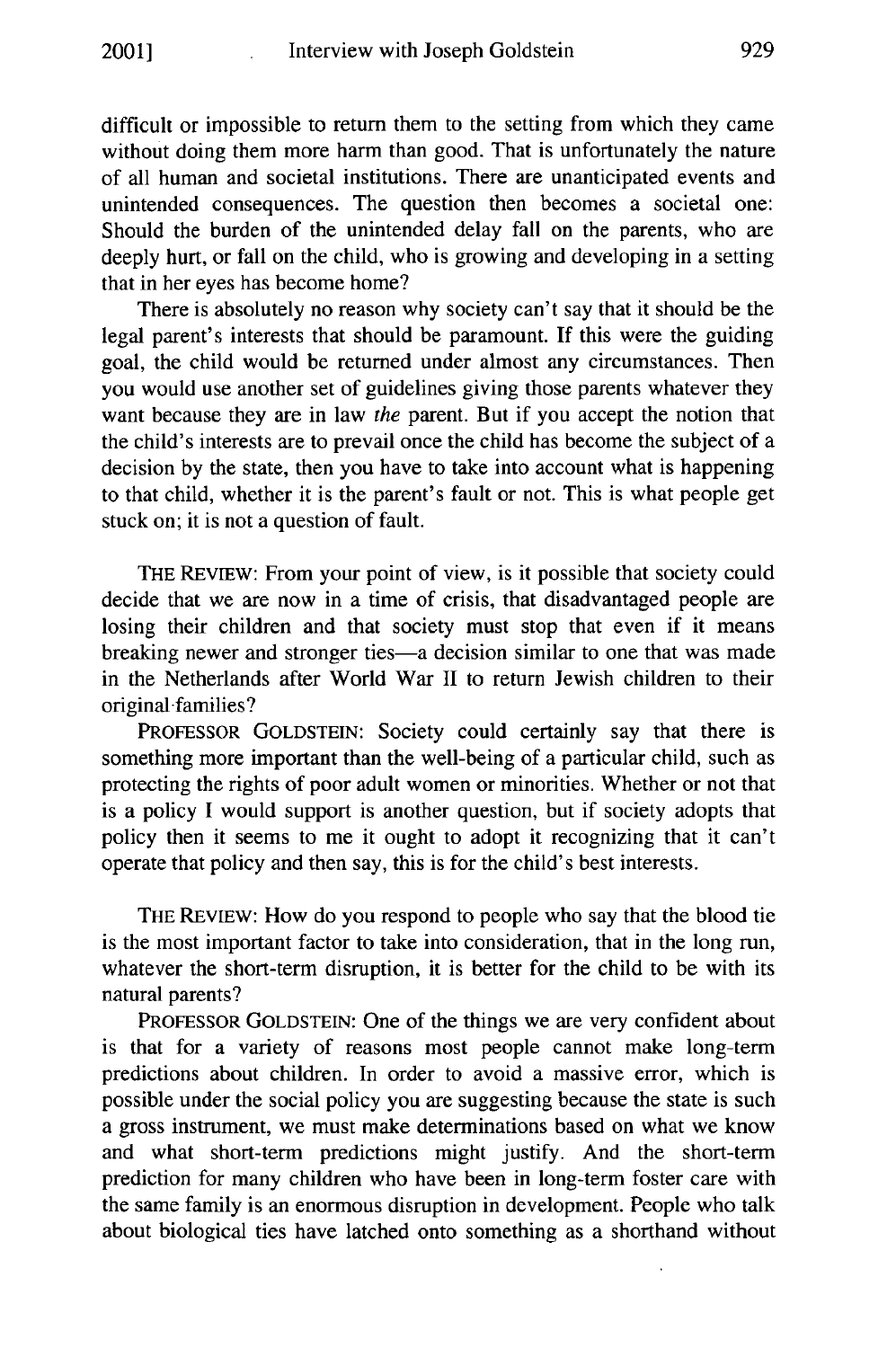difficult or impossible to return them to the setting from which they came without doing them more harm than good. That is unfortunately the nature of all human and societal institutions. There are unanticipated events and unintended consequences. The question then becomes a societal one: Should the burden of the unintended delay fall on the parents, who are deeply hurt, or fall on the child, who is growing and developing in a setting that in her eyes has become home?

There is absolutely no reason why society can't say that it should be the legal parent's interests that should be paramount. If this were the guiding goal, the child would be returned under almost any circumstances. Then you would use another set of guidelines giving those parents whatever they want because they are in law *the* parent. But if you accept the notion that the child's interests are to prevail once the child has become the subject of a decision by the state, then you have to take into account what is happening to that child, whether it is the parent's fault or not. This is what people get stuck on; it is not a question of fault.

THE REVIEW: From your point of view, is it possible that society could decide that we are now in a time of crisis, that disadvantaged people are losing their children and that society must stop that even if it means breaking newer and stronger ties—a decision similar to one that was made in the Netherlands after World War II to return Jewish children to their original families?

PROFESSOR GOLDSTEIN: Society could certainly say that there is something more important than the well-being of a particular child, such as protecting the rights of poor adult women or minorities. Whether or not that is a policy I would support is another question, but if society adopts that policy then it seems to me it ought to adopt it recognizing that it can't operate that policy and then say, this is for the child's best interests.

THE REVIEW: How do you respond to people who say that the blood tie is the most important factor to take into consideration, that in the long run, whatever the short-term disruption, it is better for the child to be with its natural parents?

PROFESSOR GOLDSTEIN: One of the things we are very confident about is that for a variety of reasons most people cannot make long-term predictions about children. In order to avoid a massive error, which is possible under the social policy you are suggesting because the state is such a gross instrument, we must make determinations based on what we know and what short-term predictions might justify. And the short-term prediction for many children who have been in long-term foster care with the same family is an enormous disruption in development. People who talk about biological ties have latched onto something as a shorthand without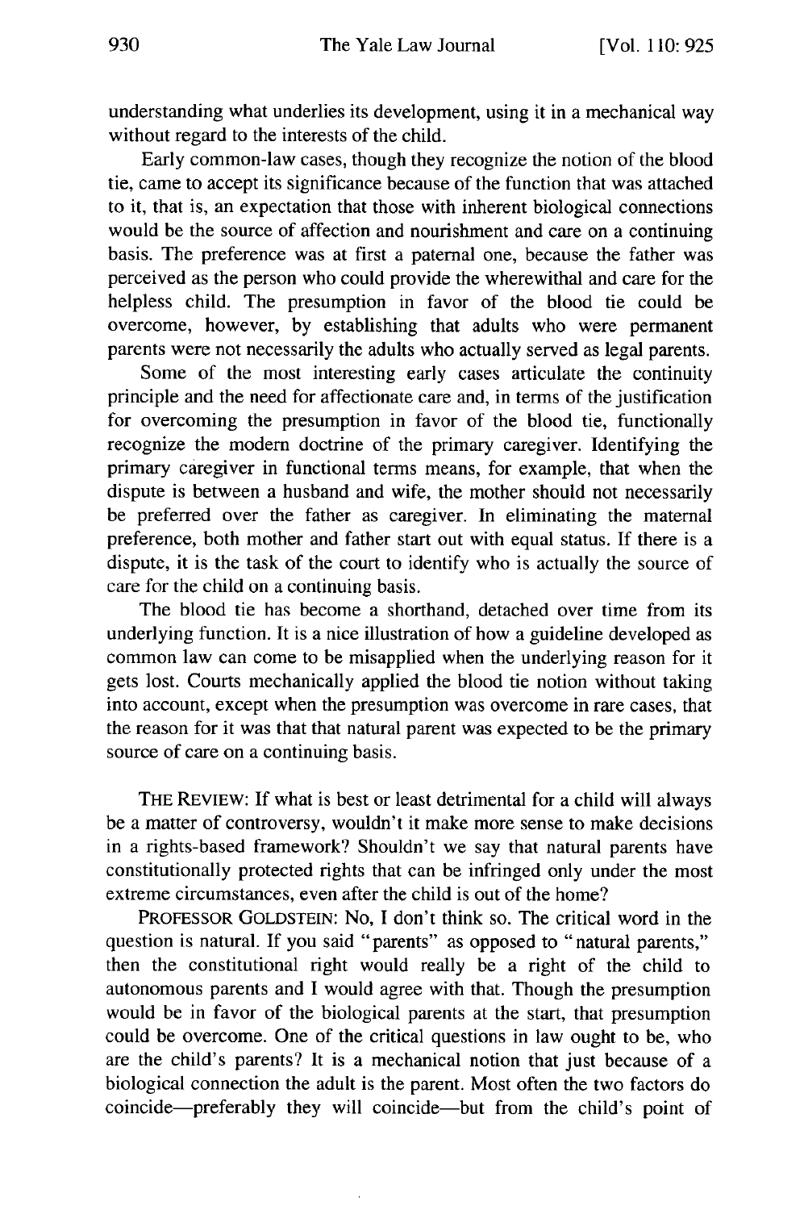understanding what underlies its development, using it in a mechanical way without regard to the interests of the child.

Early common-law cases, though they recognize the notion of the blood tie, came to accept its significance because of the function that was attached to it, that is, an expectation that those with inherent biological connections would be the source of affection and nourishment and care on a continuing basis. The preference was at first a paternal one, because the father was perceived as the person who could provide the wherewithal and care for the helpless child. The presumption in favor of the blood tie could be overcome, however, by establishing that adults who were permanent parents were not necessarily the adults who actually served as legal parents.

Some of the most interesting early cases articulate the continuity principle and the need for affectionate care and, in terms of the justification for overcoming the presumption in favor of the blood tie, functionally recognize the modern doctrine of the primary caregiver. Identifying the primary caregiver in functional terms means, for example, that when the dispute is between a husband and wife, the mother should not necessarily be preferred over the father as caregiver. In eliminating the maternal preference, both mother and father start out with equal status. If there is a dispute, it is the task of the court to identify who is actually the source of care for the child on a continuing basis.

The blood tie has become a shorthand, detached over time from its underlying function. It is a nice illustration of how a guideline developed as common law can come to be misapplied when the underlying reason for it gets lost. Courts mechanically applied the blood tie notion without taking into account, except when the presumption was overcome in rare cases, that the reason for it was that that natural parent was expected to be the primary source of care on a continuing basis.

THE REVIEW: If what is best or least detrimental for a child will always be a matter of controversy, wouldn't it make more sense to make decisions in a rights-based framework? Shouldn't we say that natural parents have constitutionally protected rights that can be infringed only under the most extreme circumstances, even after the child is out of the home?

PROFESSOR GOLDSTEIN: No, I don't think so. The critical word in the question is natural. If you said "parents" as opposed to "natural parents," then the constitutional right would really be a right of the child to autonomous parents and I would agree with that. Though the presumption would be in favor of the biological parents at the start, that presumption could be overcome. One of the critical questions in law ought to be, who are the child's parents? It is a mechanical notion that just because of a biological connection the adult is the parent. Most often the two factors do coincide—preferably they will coincide—but from the child's point of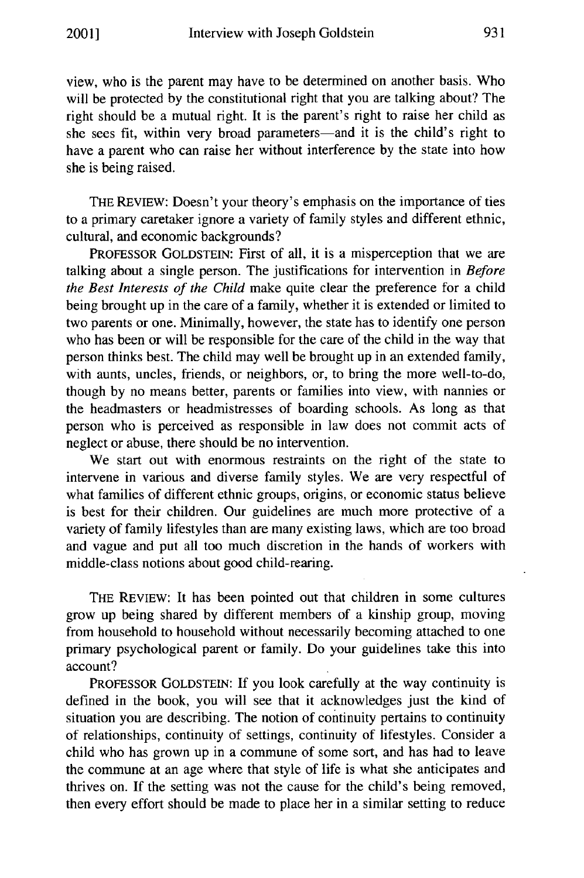view, who is the parent may have to be determined on another basis. Who will be protected by the constitutional right that you are talking about? The right should be a mutual right. It is the parent's right to raise her child as she sees fit, within very broad parameters—and it is the child's right to have a parent who can raise her without interference by the state into how she is being raised.

THE REVIEW: Doesn't your theory's emphasis on the importance of ties to a primary caretaker ignore a variety of family styles and different ethnic, cultural, and economic backgrounds?

PROFESSOR GOLDSTEIN: First of all, it is a misperception that we are talking about a single person. The justifications for intervention in *Before the Best Interests of the Child* make quite clear the preference for a child being brought up in the care of a family, whether it is extended or limited to two parents or one. Minimally, however, the state has to identify one person who has been or will be responsible for the care of the child in the way that person thinks best. The child may well be brought up in an extended family, with aunts, uncles, friends, or neighbors, or, to bring the more well-to-do, though by no means better, parents or families into view, with nannies or the headmasters or headmistresses of boarding schools. As long as that person who is perceived as responsible in law does not commit acts of neglect or abuse, there should be no intervention.

We start out with enormous restraints on the right of the state to intervene in various and diverse family styles. We are very respectful of what families of different ethnic groups, origins, or economic status believe is best for their children. Our guidelines are much more protective of a variety of family lifestyles than are many existing laws, which are too broad and vague and put all too much discretion in the hands of workers with middle-class notions about good child-rearing.

THE REVIEW: It has been pointed out that children in some cultures grow up being shared by different members of a kinship group, moving from household to household without necessarily becoming attached to one primary psychological parent or family. Do your guidelines take this into account?

PROFESSOR GOLDSTEIN: If you look carefully at the way continuity is defined in the book, you will see that it acknowledges just the kind of situation you are describing. The notion of continuity pertains to continuity of relationships, continuity of settings, continuity of lifestyles. Consider a child who has grown up in a commune of some sort, and has had to leave the commune at an age where that style of life is what she anticipates and thrives on. If the setting was not the cause for the child's being removed, then every effort should be made to place her in a similar setting to reduce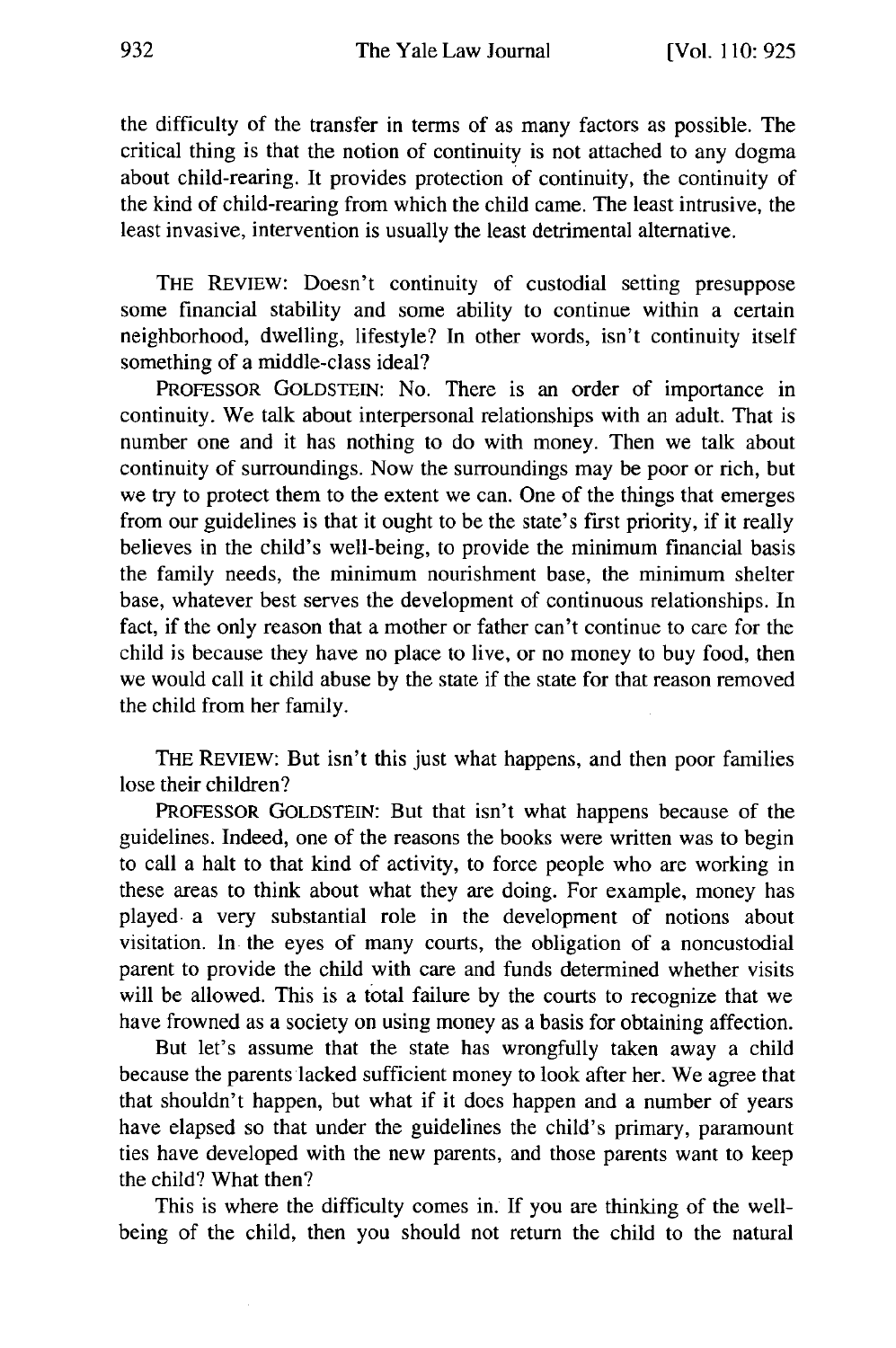the difficulty of the transfer in terms of as many factors as possible. The critical thing is that the notion of continuity is not attached to any dogma about child-rearing. It provides protection of continuity, the continuity of the kind of child-rearing from which the child came. The least intrusive, the least invasive, intervention is usually the least detrimental alternative.

THE REVIEW: Doesn't continuity of custodial setting presuppose some financial stability and some ability to continue within a certain neighborhood, dwelling, lifestyle? In other words, isn't continuity itself something of a middle-class ideal?

PROFESSOR GOLDSTEIN: No. There is an order of importance in continuity. We talk about interpersonal relationships with an adult. That is number one and it has nothing to do with money. Then we talk about continuity of surroundings. Now the surroundings may be poor or rich, but we try to protect them to the extent we can. One of the things that emerges from our guidelines is that it ought to be the state's first priority, if it really believes in the child's well-being, to provide the minimum financial basis the family needs, the minimum nourishment base, the minimum shelter base, whatever best serves the development of continuous relationships. In fact, if the only reason that a mother or father can't continue to care for the child is because they have no place to live, or no money to buy food, then we would call it child abuse by the state if the state for that reason removed the child from her family.

THE REVIEW: But isn't this just what happens, and then poor families lose their children?

PROFESSOR GOLDSTEIN: But that isn't what happens because of the guidelines. Indeed, one of the reasons the books were written was to begin to call a halt to that kind of activity, to force people who are working in these areas to think about what they are doing. For example, money has played a very substantial role in the development of notions about visitation. In the eyes of many courts, the obligation of a noncustodial parent to provide the child with care and funds determined whether visits will be allowed. This is a total failure by the courts to recognize that we have frowned as a society on using money as a basis for obtaining affection.

But let's assume that the state has wrongfully taken away a child because the parents lacked sufficient money to look after her. We agree that that shouldn't happen, but what if it does happen and a number of years have elapsed so that under the guidelines the child's primary, paramount ties have developed with the new parents, and those parents want to keep the child? What then?

This is where the difficulty comes in. If you are thinking of the well-being of the child, then you should not return the child to the natural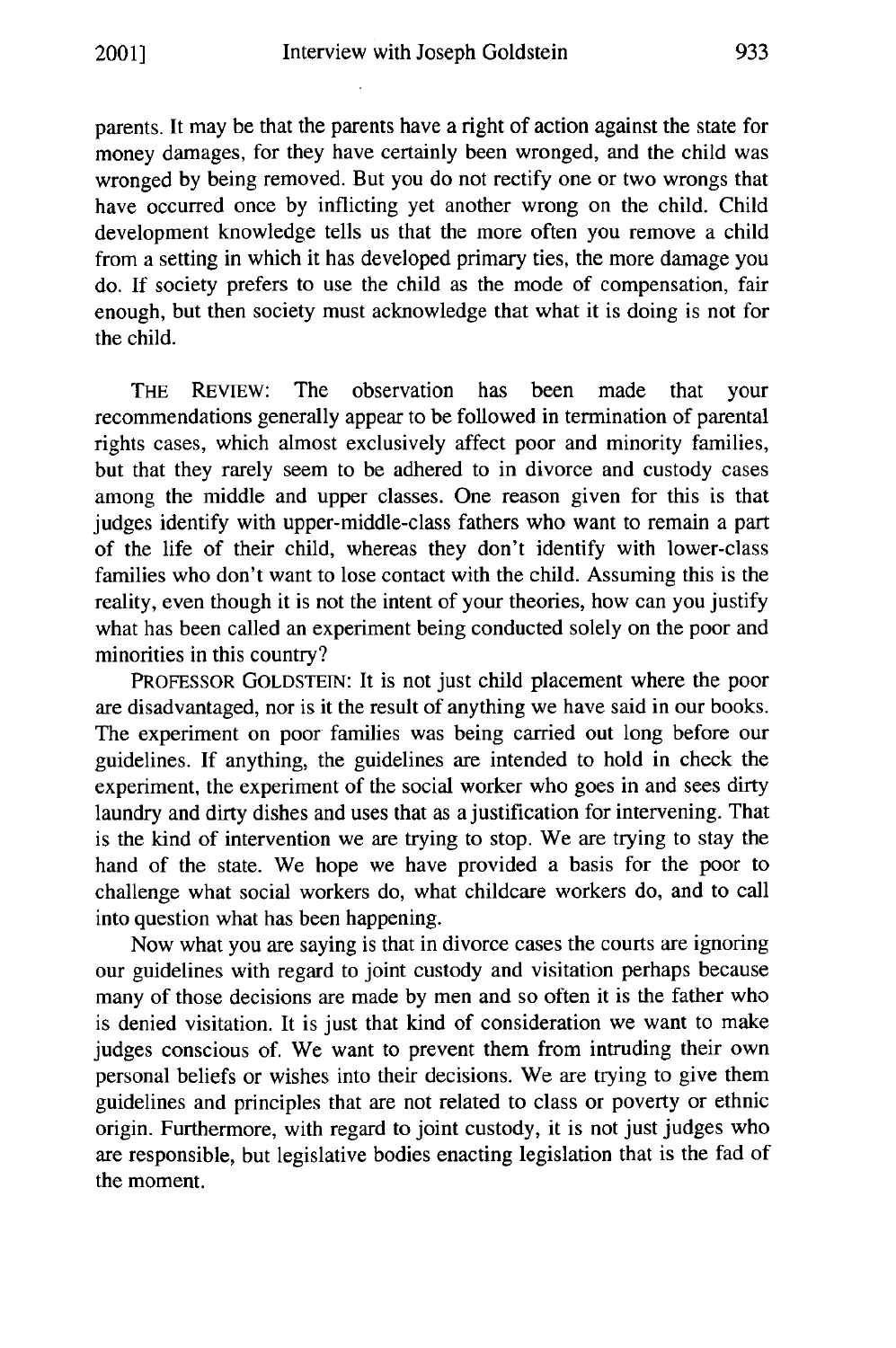parents. It may be that the parents have a right of action against the state for money damages, for they have certainly been wronged, and the child was wronged by being removed. But you do not rectify one or two wrongs that have occurred once by inflicting yet another wrong on the child. Child development knowledge tells us that the more often you remove a child from a setting in which it has developed primary ties, the more damage you do. If society prefers to use the child as the mode of compensation, fair enough, but then society must acknowledge that what it is doing is not for the child.

THE REVIEW: The observation has been made that your recommendations generally appear to be followed in termination of parental rights cases, which almost exclusively affect poor and minority families, but that they rarely seem to be adhered to in divorce and custody cases among the middle and upper classes. One reason given for this is that judges identify with upper-middle-class fathers who want to remain a part of the life of their child, whereas they don't identify with lower-class families who don't want to lose contact with the child. Assuming this is the reality, even though it is not the intent of your theories, how can you justify what has been called an experiment being conducted solely on the poor and minorities in this country?

PROFESSOR GOLDSTEIN: It is not just child placement where the poor are disadvantaged, nor is it the result of anything we have said in our books. The experiment on poor families was being carried out long before our guidelines. If anything, the guidelines are intended to hold in check the experiment, the experiment of the social worker who goes in and sees dirty laundry and dirty dishes and uses that as a justification for intervening. That is the kind of intervention we are trying to stop. We are trying to stay the hand of the state. We hope we have provided a basis for the poor to challenge what social workers do, what childcare workers do, and to call into question what has been happening.

Now what you are saying is that in divorce cases the courts are ignoring our guidelines with regard to joint custody and visitation perhaps because many of those decisions are made by men and so often it is the father who is denied visitation. It is just that kind of consideration we want to make judges conscious of. We want to prevent them from intruding their own personal beliefs or wishes into their decisions. We are trying to give them guidelines and principles that are not related to class or poverty or ethnic origin. Furthermore, with regard to joint custody, it is not just judges who are responsible, but legislative bodies enacting legislation that is the fad of the moment.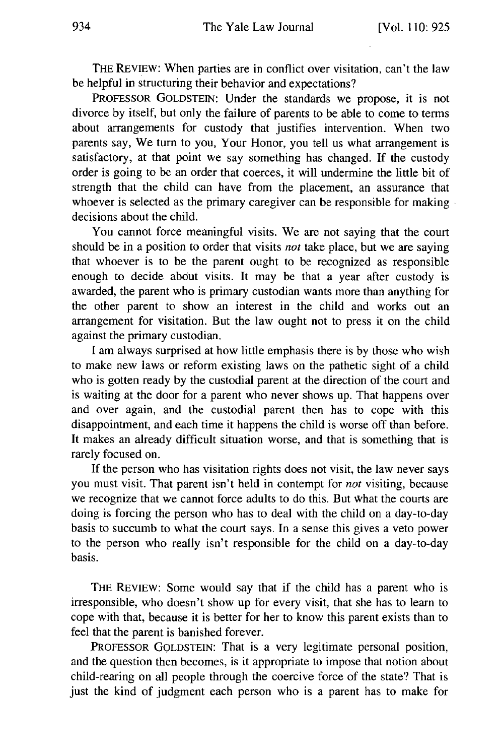THE REVIEW: When parties are in conflict over visitation, can't the law be helpful in structuring their behavior and expectations?

PROFESSOR GOLDSTEIN: Under the standards we propose, it is not divorce by itself, but only the failure of parents to be able to come to terms about arrangements for custody that justifies intervention. When two parents say, We turn to you, Your Honor, you tell us what arrangement is satisfactory, at that point we say something has changed. If the custody order is going to be an order that coerces, it will undermine the little bit of strength that the child can have from the placement, an assurance that whoever is selected as the primary caregiver can be responsible for making decisions about the child.

You cannot force meaningful visits. We are not saying that the court should be in a position to order that visits *not* take place, but we are saying that whoever is to be the parent ought to be recognized as responsible enough to decide about visits. It may be that a year after custody is awarded, the parent who is primary custodian wants more than anything for the other parent to show an interest in the child and works out an arrangement for visitation. But the law ought not to press it on the child against the primary custodian.

I am always surprised at how little emphasis there is by those who wish to make new laws or reform existing laws on the pathetic sight of a child who is gotten ready by the custodial parent at the direction of the court and is waiting at the door for a parent who never shows up. That happens over and over again, and the custodial parent then has to cope with this disappointment, and each time it happens the child is worse off than before. It makes an already difficult situation worse, and that is something that is rarely focused on.

If the person who has visitation rights does not visit, the law never says you must visit. That parent isn't held in contempt for *not* visiting, because we recognize that we cannot force adults to do this. But what the courts are doing is forcing the person who has to deal with the child on a day-to-day basis to succumb to what the court says. In a sense this gives a veto power to the person who really isn't responsible for the child on a day-to-day basis.

THE REVIEW: Some would say that if the child has a parent who is irresponsible, who doesn't show up for every visit, that she has to learn to cope with that, because it is better for her to know this parent exists than to feel that the parent is banished forever.

PROFESSOR GOLDSTEIN: That is a very legitimate personal position, and the question then becomes, is it appropriate to impose that notion about child-rearing on all people through the coercive force of the state? That is just the kind of judgment each person who is a parent has to make for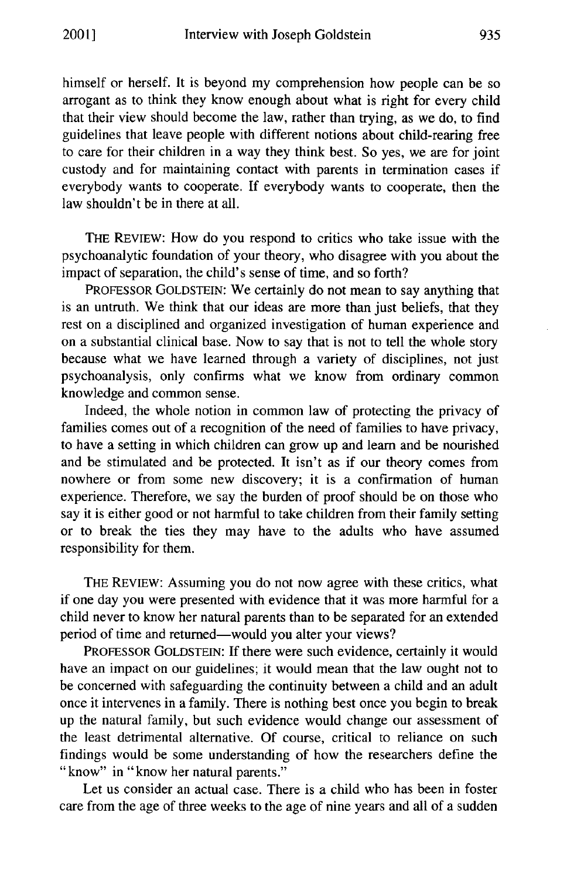himself or herself. It is beyond my comprehension how people can be so arrogant as to think they know enough about what is right for every child that their view should become the law, rather than trying, as we do, to find guidelines that leave people with different notions about child-rearing free to care for their children in a way they think best. So yes, we are for joint custody and for maintaining contact with parents in termination cases if everybody wants to cooperate. If everybody wants to cooperate, then the law shouldn't be in there at all.

THE REVIEW: How do you respond to critics who take issue with the psychoanalytic foundation of your theory, who disagree with you about the impact of separation, the child's sense of time, and so forth?

PROFESSOR GOLDSTEIN: We certainly do not mean to say anything that is an untruth. We think that our ideas are more than just beliefs, that they rest on a disciplined and organized investigation of human experience and on a substantial clinical base. Now to say that is not to tell the whole story because what we have learned through a variety of disciplines, not just psychoanalysis, only confirms what we know from ordinary common knowledge and common sense.

Indeed, the whole notion in common law of protecting the privacy of families comes out of a recognition of the need of families to have privacy, to have a setting in which children can grow up and learn and be nourished and be stimulated and be protected. It isn't as if our theory comes from nowhere or from some new discovery; it is a confirmation of human experience. Therefore, we say the burden of proof should be on those who say it is either good or not harmful to take children from their family setting or to break the ties they may have to the adults who have assumed responsibility for them.

THE REVIEW: Assuming you do not now agree with these critics, what if one day you were presented with evidence that it was more harmful for a child never to know her natural parents than to be separated for an extended period of time and returned—would you alter your views?

PROFESSOR GOLDSTEIN: If there were such evidence, certainly it would have an impact on our guidelines; it would mean that the law ought not to be concerned with safeguarding the continuity between a child and an adult once it intervenes in a family. There is nothing best once you begin to break up the natural family, but such evidence would change our assessment of the least detrimental alternative. Of course, critical to reliance on such findings would be some understanding of how the researchers define the "know" in "know her natural parents."

Let us consider an actual case. There is a child who has been in foster care from the age of three weeks to the age of nine years and all of a sudden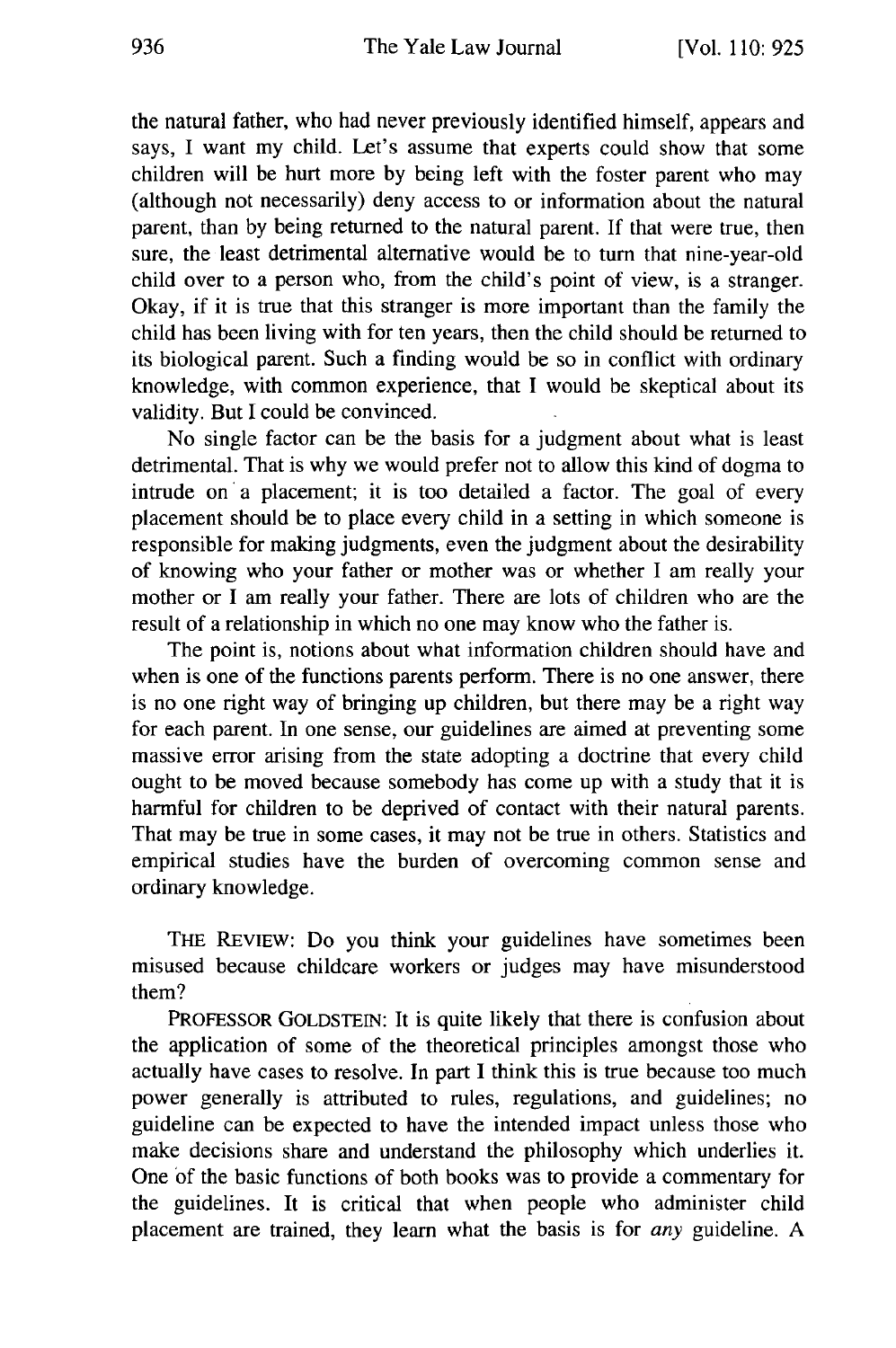the natural father, who had never previously identified himself, appears and says, I want my child. Let's assume that experts could show that some children will be hurt more by being left with the foster parent who may (although not necessarily) deny access to or information about the natural parent, than by being returned to the natural parent. If that were true, then sure, the least detrimental alternative would be to turn that nine-year-old child over to a person who, from the child's point of view, is a stranger. Okay, if it is true that this stranger is more important than the family the child has been living with for ten years, then the child should be returned to its biological parent. Such a finding would be so in conflict with ordinary knowledge, with common experience, that I would be skeptical about its validity. But I could be convinced.

No single factor can be the basis for a judgment about what is least detrimental. That is why we would prefer not to allow this kind of dogma to intrude on a placement; it is too detailed a factor. The goal of every placement should be to place every child in a setting in which someone is responsible for making judgments, even the judgment about the desirability of knowing who your father or mother was or whether I am really your mother or I am really your father. There are lots of children who are the result of a relationship in which no one may know who the father is.

The point is, notions about what information children should have and when is one of the functions parents perform. There is no one answer, there is no one right way of bringing up children, but there may be a right way for each parent. In one sense, our guidelines are aimed at preventing some massive error arising from the state adopting a doctrine that every child ought to be moved because somebody has come up with a study that it is harmful for children to be deprived of contact with their natural parents. That may be true in some cases, it may not be true in others. Statistics and empirical studies have the burden of overcoming common sense and ordinary knowledge.

THE REVIEW: Do you think your guidelines have sometimes been misused because childcare workers or judges may have misunderstood them?

PROFESSOR GOLDSTEIN: It is quite likely that there is confusion about the application of some of the theoretical principles amongst those who actually have cases to resolve. In part I think this is true because too much power generally is attributed to rules, regulations, and guidelines; no guideline can be expected to have the intended impact unless those who make decisions share and understand the philosophy which underlies it. One of the basic functions of both books was to provide a commentary for the guidelines. It is critical that when people who administer child placement are trained, they learn what the basis is for *any* guideline. A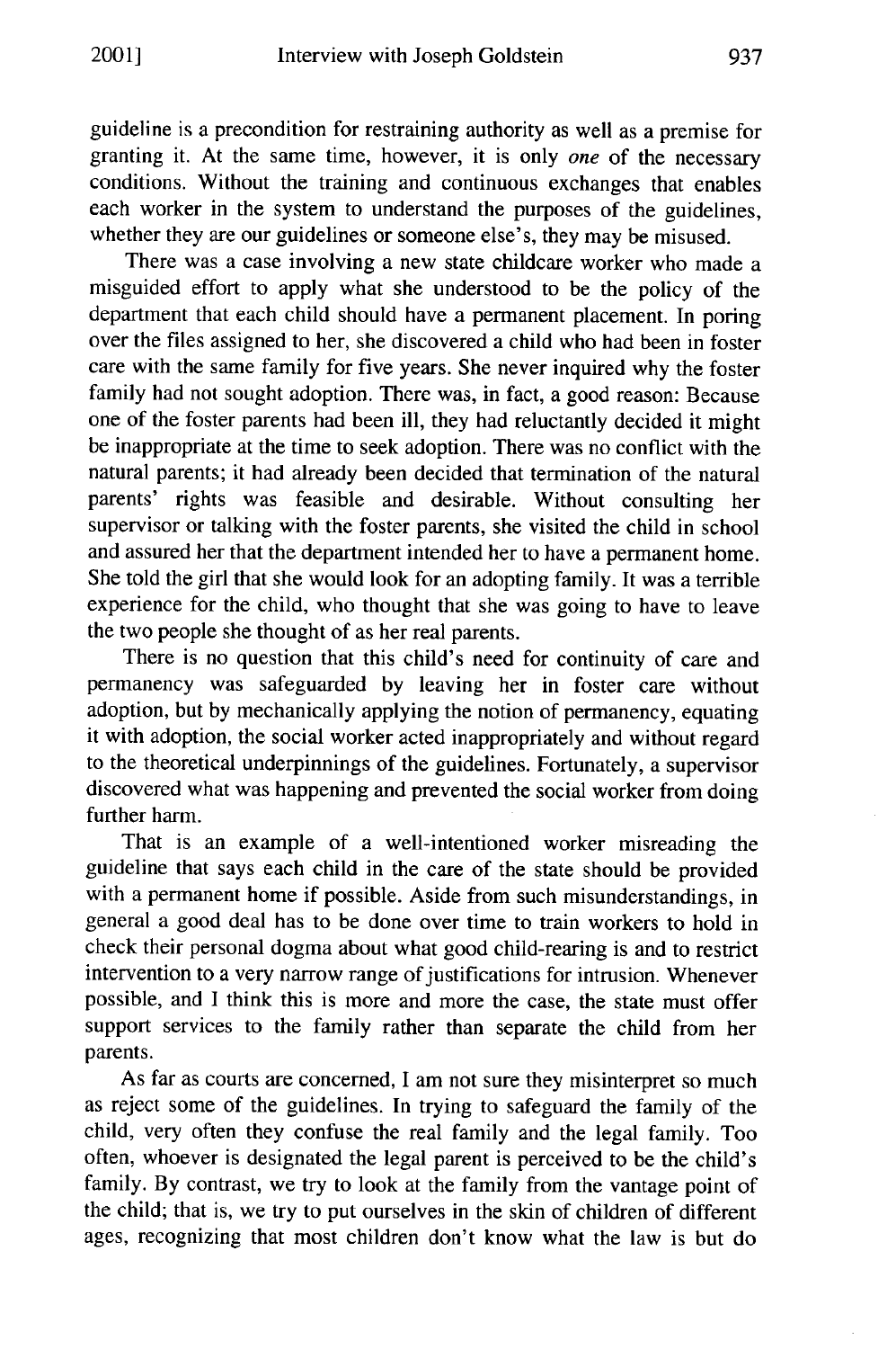guideline is a precondition for restraining authority as well as a premise for granting it. At the same time, however, it is only *one* of the necessary conditions. Without the training and continuous exchanges that enables each worker in the system to understand the purposes of the guidelines, whether they are our guidelines or someone else's, they may be misused.

There was a case involving a new state childcare worker who made a misguided effort to apply what she understood to be the policy of the department that each child should have a permanent placement. In poring over the files assigned to her, she discovered a child who had been in foster care with the same family for five years. She never inquired why the foster family had not sought adoption. There was, in fact, a good reason: Because one of the foster parents had been ill, they had reluctantly decided it might be inappropriate at the time to seek adoption. There was no conflict with the natural parents; it had already been decided that termination of the natural parents' rights was feasible and desirable. Without consulting her supervisor or talking with the foster parents, she visited the child in school and assured her that the department intended her to have a permanent home. She told the girl that she would look for an adopting family. It was a terrible experience for the child, who thought that she was going to have to leave the two people she thought of as her real parents.

There is no question that this child's need for continuity of care and permanency was safeguarded by leaving her in foster care without adoption, but by mechanically applying the notion of permanency, equating it with adoption, the social worker acted inappropriately and without regard to the theoretical underpinnings of the guidelines. Fortunately, a supervisor discovered what was happening and prevented the social worker from doing further harm.

That is an example of a well-intentioned worker misreading the guideline that says each child in the care of the state should be provided with a permanent home if possible. Aside from such misunderstandings, in general a good deal has to be done over time to train workers to hold in check their personal dogma about what good child-rearing is and to restrict intervention to a very narrow range of justifications for intrusion. Whenever possible, and I think this is more and more the case, the state must offer support services to the family rather than separate the child from her parents.

As far as courts are concerned, I am not sure they misinterpret so much as reject some of the guidelines. In trying to safeguard the family of the child, very often they confuse the real family and the legal family. Too often, whoever is designated the legal parent is perceived to be the child's family. By contrast, we try to look at the family from the vantage point of the child; that is, we try to put ourselves in the skin of children of different ages, recognizing that most children don't know what the law is but do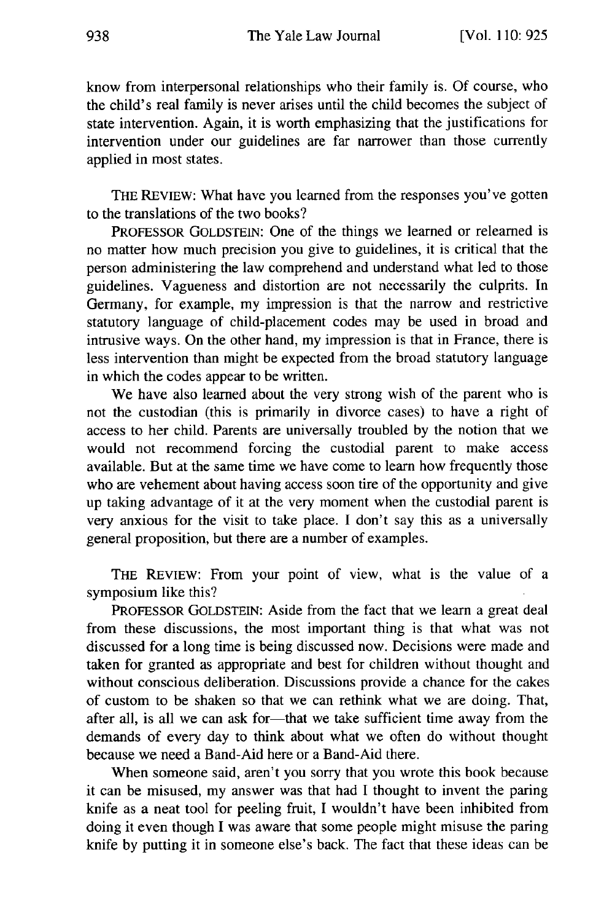know from interpersonal relationships who their family is. Of course, who the child's real family is never arises until the child becomes the subject of state intervention. Again, it is worth emphasizing that the justifications for intervention under our guidelines are far narrower than those currently applied in most states.

THE REVIEW: What have you learned from the responses you've gotten to the translations of the two books?

PROFESSOR GOLDSTEIN: One of the things we learned or relearned is no matter how much precision you give to guidelines, it is critical that the person administering the law comprehend and understand what led to those guidelines. Vagueness and distortion are not necessarily the culprits. In Germany, for example, my impression is that the narrow and restrictive statutory language of child-placement codes may be used in broad and intrusive ways. On the other hand, my impression is that in France, there is less intervention than might be expected from the broad statutory language in which the codes appear to be written.

We have also learned about the very strong wish of the parent who is not the custodian (this is primarily in divorce cases) to have a right of access to her child. Parents are universally troubled by the notion that we would not recommend forcing the custodial parent to make access available. But at the same time we have come to learn how frequently those who are vehement about having access soon tire of the opportunity and give up taking advantage of it at the very moment when the custodial parent is very anxious for the visit to take place. I don't say this as a universally general proposition, but there are a number of examples.

THE REVIEW: From your point of view, what is the value of a symposium like this?

PROFESSOR GOLDSTEIN: Aside from the fact that we learn a great deal from these discussions, the most important thing is that what was not discussed for a long time is being discussed now. Decisions were made and taken for granted as appropriate and best for children without thought and without conscious deliberation. Discussions provide a chance for the cakes of custom to be shaken so that we can rethink what we are doing. That, after all, is all we can ask for—that we take sufficient time away from the demands of every day to think about what we often do without thought because we need a Band-Aid here or a Band-Aid there.

When someone said, aren't you sorry that you wrote this book because it can be misused, my answer was that had I thought to invent the paring knife as a neat tool for peeling fruit, I wouldn't have been inhibited from doing it even though I was aware that some people might misuse the paring knife by putting it in someone else's back. The fact that these ideas can be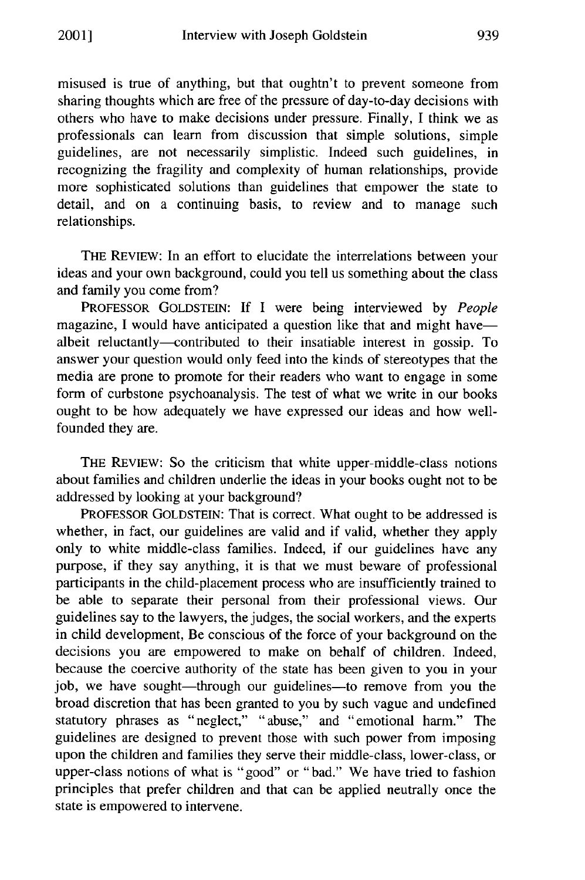misused is true of anything, but that oughtn't to prevent someone from sharing thoughts which are free of the pressure of day-to-day decisions with others who have to make decisions under pressure. Finally, I think we as professionals can learn from discussion that simple solutions, simple guidelines, are not necessarily simplistic. Indeed such guidelines, in recognizing the fragility and complexity of human relationships, provide more sophisticated solutions than guidelines that empower the state to detail, and on a continuing basis, to review and to manage such relationships.

THE REVIEW: In an effort to elucidate the interrelations between your ideas and your own background, could you tell us something about the class and family you come from?

PROFESSOR GOLDSTEIN: If I were being interviewed by *People* magazine, I would have anticipated a question like that and might have—albeit reluctantly—contributed to their insatiable interest in gossip. To answer your question would only feed into the kinds of stereotypes that the media are prone to promote for their readers who want to engage in some form of curbstone psychoanalysis. The test of what we write in our books ought to be how adequately we have expressed our ideas and how well-founded they are.

THE REVIEW: So the criticism that white upper-middle-class notions about families and children underlie the ideas in your books ought not to be addressed by looking at your background?

PROFESSOR GOLDSTEIN: That is correct. What ought to be addressed is whether, in fact, our guidelines are valid and if valid, whether they apply only to white middle-class families. Indeed, if our guidelines have any purpose, if they say anything, it is that we must beware of professional participants in the child-placement process who are insufficiently trained to be able to separate their personal from their professional views. Our guidelines say to the lawyers, the judges, the social workers, and the experts in child development, Be conscious of the force of your background on the decisions you are empowered to make on behalf of children. Indeed, because the coercive authority of the state has been given to you in your job, we have sought—through our guidelines—to remove from you the broad discretion that has been granted to you by such vague and undefined statutory phrases as "neglect," "abuse," and "emotional harm." The guidelines are designed to prevent those with such power from imposing upon the children and families they serve their middle-class, lower-class, or upper-class notions of what is "good" or "bad." We have tried to fashion principles that prefer children and that can be applied neutrally once the state is empowered to intervene.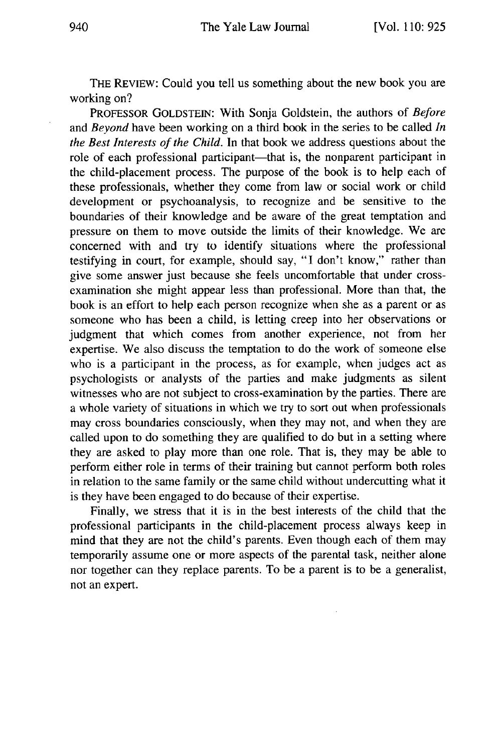THE REVIEW: Could you tell us something about the new book you are working on?

PROFESSOR GOLDSTEIN: With Sonja Goldstein, the authors of *Before* and *Beyond* have been working on a third book in the series to be called *In the Best Interests of the Child*. In that book we address questions about the role of each professional participant—that is, the nonparent participant in the child-placement process. The purpose of the book is to help each of these professionals, whether they come from law or social work or child development or psychoanalysis, to recognize and be sensitive to the boundaries of their knowledge and be aware of the great temptation and pressure on them to move outside the limits of their knowledge. We are concerned with and try to identify situations where the professional testifying in court, for example, should say, "I don't know," rather than give some answer just because she feels uncomfortable that under cross-examination she might appear less than professional. More than that, the book is an effort to help each person recognize when she as a parent or as someone who has been a child, is letting creep into her observations or judgment that which comes from another experience, not from her expertise. We also discuss the temptation to do the work of someone else who is a participant in the process, as for example, when judges act as psychologists or analysts of the parties and make judgments as silent witnesses who are not subject to cross-examination by the parties. There are a whole variety of situations in which we try to sort out when professionals may cross boundaries consciously, when they may not, and when they are called upon to do something they are qualified to do but in a setting where they are asked to play more than one role. That is, they may be able to perform either role in terms of their training but cannot perform both roles in relation to the same family or the same child without undercutting what it is they have been engaged to do because of their expertise.

Finally, we stress that it is in the best interests of the child that the professional participants in the child-placement process always keep in mind that they are not the child's parents. Even though each of them may temporarily assume one or more aspects of the parental task, neither alone nor together can they replace parents. To be a parent is to be a generalist, not an expert.